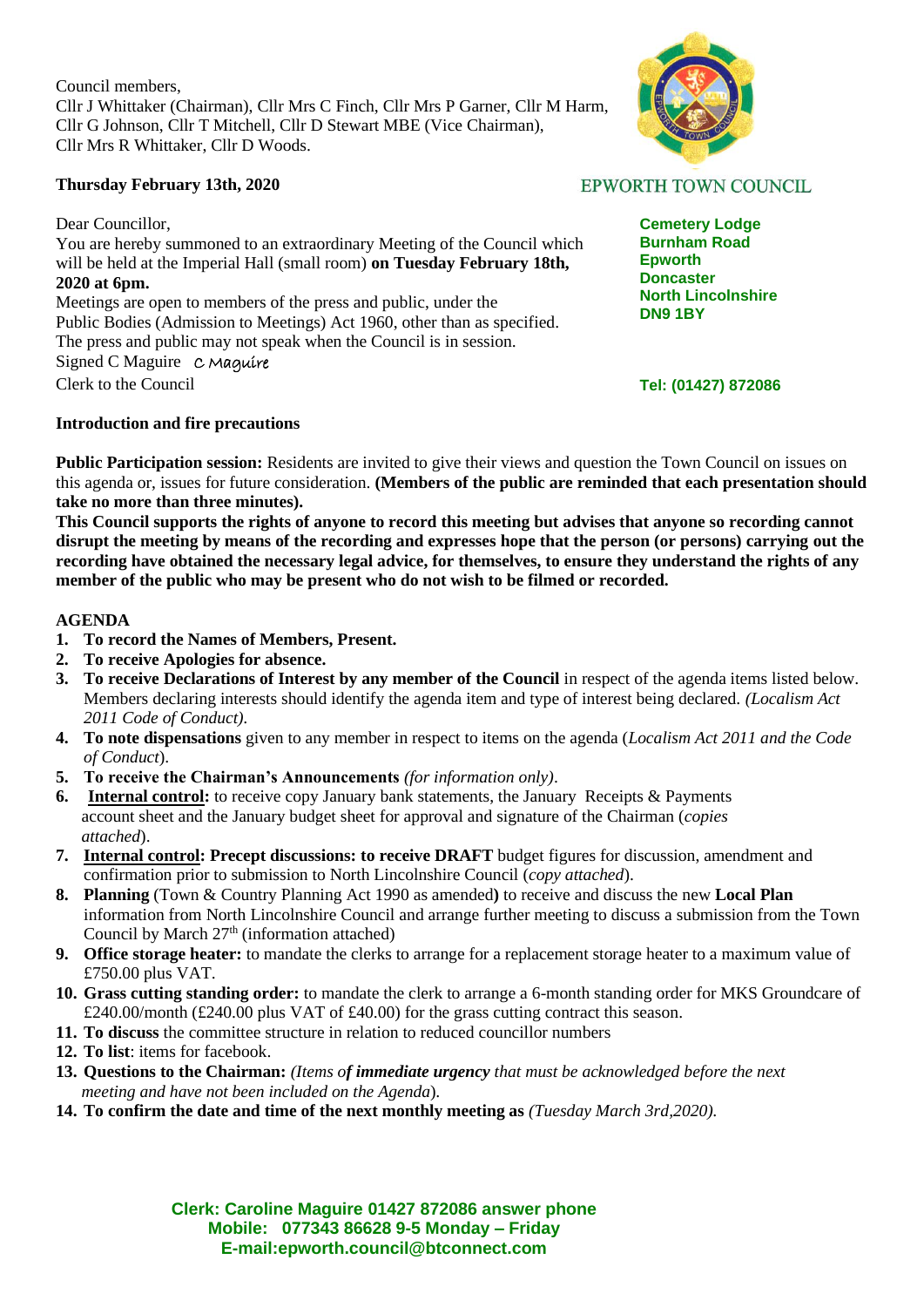Council members,
Cllr J Whittaker (Chairman), Cllr Mrs C Finch, Cllr Mrs P Garner, Cllr M Harm, Cllr G Johnson, Cllr T Mitchell, Cllr D Stewart MBE (Vice Chairman), Cllr Mrs R Whittaker, Cllr D Woods.

EPWORTH TOWN COUNCIL

**Cemetery Lodge**
**Burnham Road**
**Epworth**
**Doncaster**
**North Lincolnshire**
**DN9 1BY**

**Tel: (01427) 872086**

**Thursday February 13th, 2020**

Dear Councillor,
You are hereby summoned to an extraordinary Meeting of the Council which will be held at the Imperial Hall (small room) **on Tuesday February 18th, 2020 at 6pm.**
Meetings are open to members of the press and public, under the Public Bodies (Admission to Meetings) Act 1960, other than as specified.
The press and public may not speak when the Council is in session.
Signed C Maguire *C Maguire*
Clerk to the Council

**Introduction and fire precautions**

**Public Participation session:** Residents are invited to give their views and question the Town Council on issues on this agenda or, issues for future consideration. **(Members of the public are reminded that each presentation should take no more than three minutes).**
**This Council supports the rights of anyone to record this meeting but advises that anyone so recording cannot disrupt the meeting by means of the recording and expresses hope that the person (or persons) carrying out the recording have obtained the necessary legal advice, for themselves, to ensure they understand the rights of any member of the public who may be present who do not wish to be filmed or recorded.**

**AGENDA**

1. **To record the Names of Members, Present.**
2. **To receive Apologies for absence.**
3. **To receive Declarations of Interest by any member of the Council** in respect of the agenda items listed below. Members declaring interests should identify the agenda item and type of interest being declared. *(Localism Act 2011 Code of Conduct).*
4. **To note dispensations** given to any member in respect to items on the agenda (*Localism Act 2011 and the Code of Conduct*).
5. **To receive the Chairman's Announcements** *(for information only)*.
6. **Internal control:** to receive copy January bank statements, the January Receipts & Payments account sheet and the January budget sheet for approval and signature of the Chairman (*copies attached*).
7. **Internal control: Precept discussions: to receive DRAFT** budget figures for discussion, amendment and confirmation prior to submission to North Lincolnshire Council (*copy attached*).
8. **Planning** (Town & Country Planning Act 1990 as amended**)** to receive and discuss the new **Local Plan** information from North Lincolnshire Council and arrange further meeting to discuss a submission from the Town Council by March 27th (information attached)
9. **Office storage heater:** to mandate the clerks to arrange for a replacement storage heater to a maximum value of £750.00 plus VAT.
10. **Grass cutting standing order:** to mandate the clerk to arrange a 6-month standing order for MKS Groundcare of £240.00/month (£240.00 plus VAT of £40.00) for the grass cutting contract this season.
11. **To discuss** the committee structure in relation to reduced councillor numbers
12. **To list**: items for facebook.
13. **Questions to the Chairman:** *(Items o**f immediate urgency** that must be acknowledged before the next meeting and have not been included on the Agenda*).
14. **To confirm the date and time of the next monthly meeting as** *(Tuesday March 3rd,2020).*

**Clerk: Caroline Maguire 01427 872086 answer phone**
**Mobile: 077343 86628 9-5 Monday – Friday**
**E-mail:epworth.council@btconnect.com**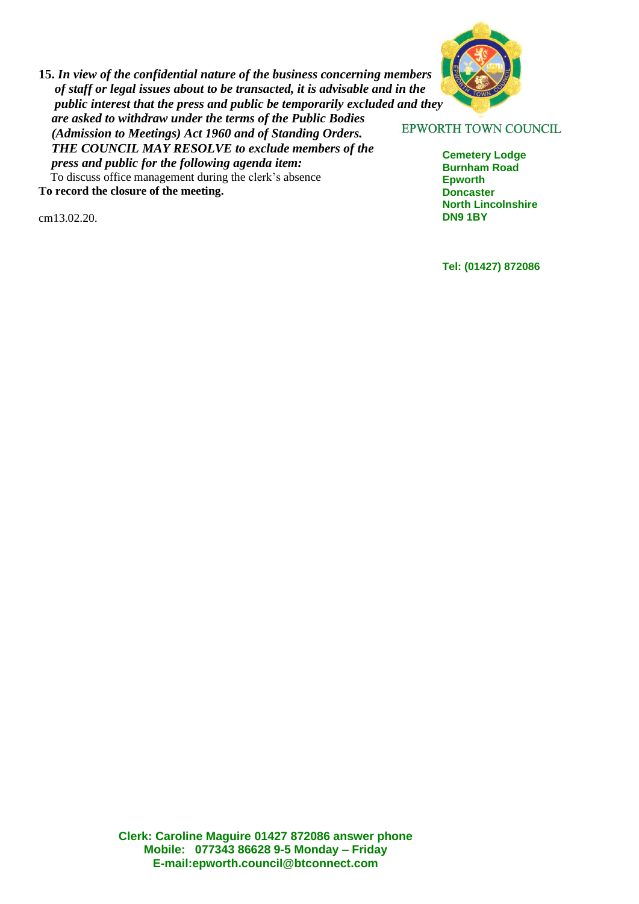**15.** ***In view of the confidential nature of the business concerning members of staff or legal issues about to be transacted, it is advisable and in the public interest that the press and public be temporarily excluded and they are asked to withdraw under the terms of the Public Bodies (Admission to Meetings) Act 1960 and of Standing Orders. THE COUNCIL MAY RESOLVE to exclude members of the press and public for the following agenda item:***

To discuss office management during the clerk's absence

**To record the closure of the meeting.**

cm13.02.20.

EPWORTH TOWN COUNCIL

**Cemetery Lodge**
**Burnham Road**
**Epworth**
**Doncaster**
**North Lincolnshire**
**DN9 1BY**

**Tel: (01427) 872086**

**Clerk: Caroline Maguire 01427 872086 answer phone**
**Mobile: 077343 86628 9-5 Monday – Friday**
**E-mail:epworth.council@btconnect.com**